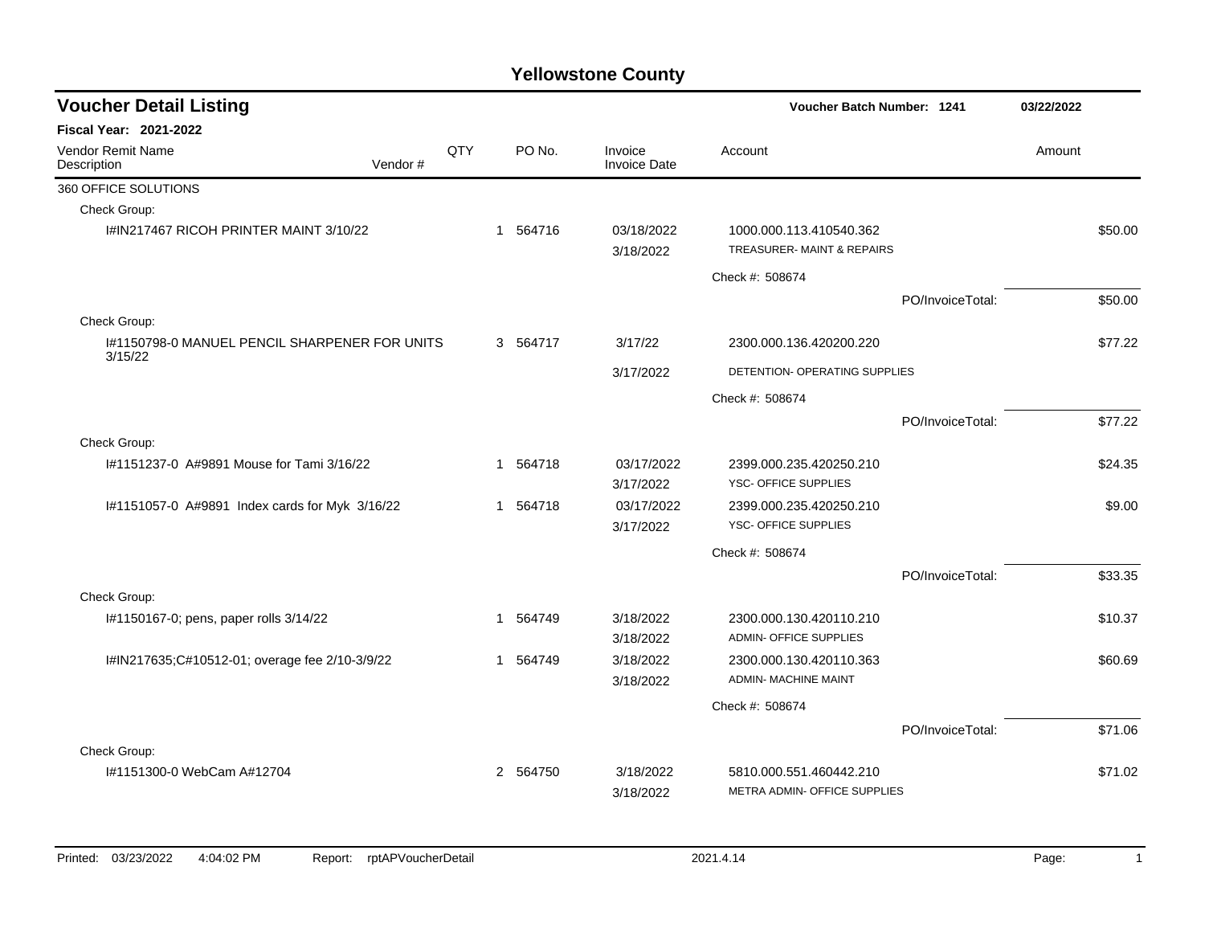# Yellowstone County

## Voucher Detail Listing

**Voucher Batch Number: 1241** 03/22/2022

**Fiscal Year: 2021-2022**

| Vendor Remit Name / Description | Vendor # | QTY | PO No. | Invoice / Invoice Date | Account | Amount |
|---|---|---|---|---|---|---|
| 360 OFFICE SOLUTIONS | | | | | | |
| Check Group: | | | | | | |
| I#IN217467 RICOH PRINTER MAINT 3/10/22 | | 1 | 564716 | 03/18/2022 / 3/18/2022 | 1000.000.113.410540.362 TREASURER- MAINT & REPAIRS | $50.00 |
| | | | | | Check #: 508674 | |
| | | | | | PO/InvoiceTotal: | $50.00 |
| Check Group: | | | | | | |
| I#1150798-0 MANUEL PENCIL SHARPENER FOR UNITS 3/15/22 | | 3 | 564717 | 3/17/22 / 3/17/2022 | 2300.000.136.420200.220 DETENTION- OPERATING SUPPLIES | $77.22 |
| | | | | | Check #: 508674 | |
| | | | | | PO/InvoiceTotal: | $77.22 |
| Check Group: | | | | | | |
| I#1151237-0 A#9891 Mouse for Tami 3/16/22 | | 1 | 564718 | 03/17/2022 / 3/17/2022 | 2399.000.235.420250.210 YSC- OFFICE SUPPLIES | $24.35 |
| I#1151057-0 A#9891 Index cards for Myk 3/16/22 | | 1 | 564718 | 03/17/2022 / 3/17/2022 | 2399.000.235.420250.210 YSC- OFFICE SUPPLIES | $9.00 |
| | | | | | Check #: 508674 | |
| | | | | | PO/InvoiceTotal: | $33.35 |
| Check Group: | | | | | | |
| I#1150167-0; pens, paper rolls 3/14/22 | | 1 | 564749 | 3/18/2022 / 3/18/2022 | 2300.000.130.420110.210 ADMIN- OFFICE SUPPLIES | $10.37 |
| I#IN217635;C#10512-01; overage fee 2/10-3/9/22 | | 1 | 564749 | 3/18/2022 / 3/18/2022 | 2300.000.130.420110.363 ADMIN- MACHINE MAINT | $60.69 |
| | | | | | Check #: 508674 | |
| | | | | | PO/InvoiceTotal: | $71.06 |
| Check Group: | | | | | | |
| I#1151300-0 WebCam A#12704 | | 2 | 564750 | 3/18/2022 / 3/18/2022 | 5810.000.551.460442.210 METRA ADMIN- OFFICE SUPPLIES | $71.02 |

Printed: 03/23/2022 4:04:02 PM Report: rptAPVoucherDetail 2021.4.14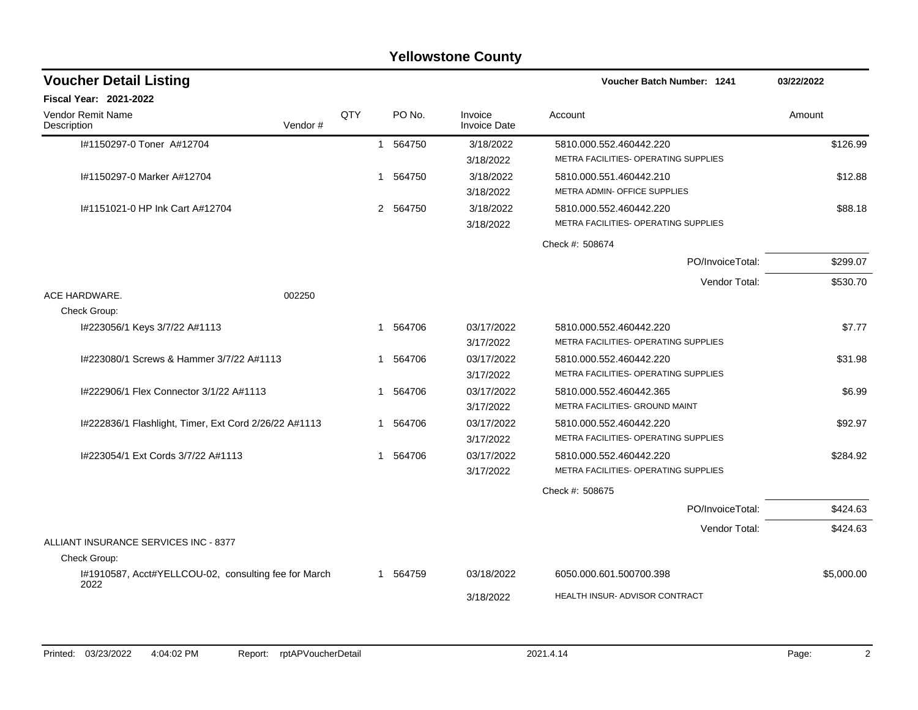# Yellowstone County

## Voucher Detail Listing

**Voucher Batch Number: 1241** 03/22/2022

**Fiscal Year: 2021-2022**

| Vendor Remit Name / Description | Vendor # | QTY | PO No. | Invoice / Invoice Date | Account | Amount |
|---|---|---|---|---|---|---|
| I#1150297-0 Toner A#12704 | | 1 | 564750 | 3/18/2022 / 3/18/2022 | 5810.000.552.460442.220 METRA FACILITIES- OPERATING SUPPLIES | $126.99 |
| I#1150297-0 Marker A#12704 | | 1 | 564750 | 3/18/2022 / 3/18/2022 | 5810.000.551.460442.210 METRA ADMIN- OFFICE SUPPLIES | $12.88 |
| I#1151021-0 HP Ink Cart A#12704 | | 2 | 564750 | 3/18/2022 / 3/18/2022 | 5810.000.552.460442.220 METRA FACILITIES- OPERATING SUPPLIES | $88.18 |
| | | | | | Check #: 508674 | |
| | | | | | PO/InvoiceTotal: | $299.07 |
| | | | | | Vendor Total: | $530.70 |
| ACE HARDWARE. | 002250 | | | | | |
| Check Group: | | | | | | |
| I#223056/1 Keys 3/7/22 A#1113 | | 1 | 564706 | 03/17/2022 / 3/17/2022 | 5810.000.552.460442.220 METRA FACILITIES- OPERATING SUPPLIES | $7.77 |
| I#223080/1 Screws & Hammer 3/7/22 A#1113 | | 1 | 564706 | 03/17/2022 / 3/17/2022 | 5810.000.552.460442.220 METRA FACILITIES- OPERATING SUPPLIES | $31.98 |
| I#222906/1 Flex Connector 3/1/22 A#1113 | | 1 | 564706 | 03/17/2022 / 3/17/2022 | 5810.000.552.460442.365 METRA FACILITIES- GROUND MAINT | $6.99 |
| I#222836/1 Flashlight, Timer, Ext Cord 2/26/22 A#1113 | | 1 | 564706 | 03/17/2022 / 3/17/2022 | 5810.000.552.460442.220 METRA FACILITIES- OPERATING SUPPLIES | $92.97 |
| I#223054/1 Ext Cords 3/7/22 A#1113 | | 1 | 564706 | 03/17/2022 / 3/17/2022 | 5810.000.552.460442.220 METRA FACILITIES- OPERATING SUPPLIES | $284.92 |
| | | | | | Check #: 508675 | |
| | | | | | PO/InvoiceTotal: | $424.63 |
| | | | | | Vendor Total: | $424.63 |
| ALLIANT INSURANCE SERVICES INC - 8377 | | | | | | |
| Check Group: | | | | | | |
| I#1910587, Acct#YELLCOU-02, consulting fee for March 2022 | | 1 | 564759 | 03/18/2022 / 3/18/2022 | 6050.000.601.500700.398 HEALTH INSUR- ADVISOR CONTRACT | $5,000.00 |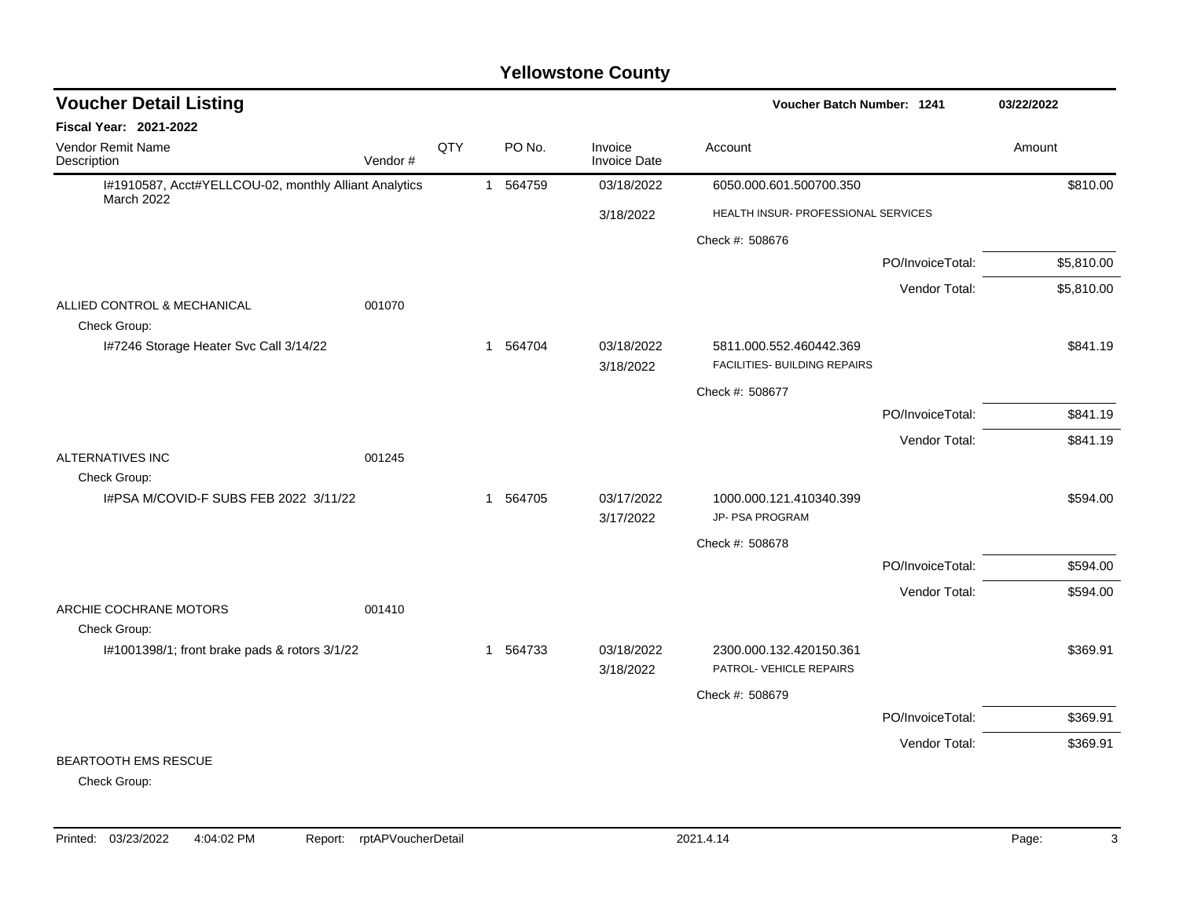# Yellowstone County

## Voucher Detail Listing

**Voucher Batch Number: 1241** — 03/22/2022

**Fiscal Year: 2021-2022**

| Vendor Remit Name / Description | Vendor # | QTY | PO No. | Invoice / Invoice Date | Account | Amount |
|---|---|---|---|---|---|---|
| I#1910587, Acct#YELLCOU-02, monthly Alliant Analytics March 2022 | | 1 | 564759 | 03/18/2022 | 6050.000.601.500700.350 | $810.00 |
| | | | | 3/18/2022 | HEALTH INSUR- PROFESSIONAL SERVICES | |
| | | | | | Check #: 508676 | |
| | | | | | PO/InvoiceTotal: | $5,810.00 |
| | | | | | Vendor Total: | $5,810.00 |
| ALLIED CONTROL & MECHANICAL | 001070 | | | | | |
| Check Group: | | | | | | |
| I#7246 Storage Heater Svc Call 3/14/22 | | 1 | 564704 | 03/18/2022 | 5811.000.552.460442.369 | $841.19 |
| | | | | 3/18/2022 | FACILITIES- BUILDING REPAIRS | |
| | | | | | Check #: 508677 | |
| | | | | | PO/InvoiceTotal: | $841.19 |
| | | | | | Vendor Total: | $841.19 |
| ALTERNATIVES INC | 001245 | | | | | |
| Check Group: | | | | | | |
| I#PSA M/COVID-F SUBS FEB 2022 3/11/22 | | 1 | 564705 | 03/17/2022 | 1000.000.121.410340.399 | $594.00 |
| | | | | 3/17/2022 | JP- PSA PROGRAM | |
| | | | | | Check #: 508678 | |
| | | | | | PO/InvoiceTotal: | $594.00 |
| | | | | | Vendor Total: | $594.00 |
| ARCHIE COCHRANE MOTORS | 001410 | | | | | |
| Check Group: | | | | | | |
| I#1001398/1; front brake pads & rotors 3/1/22 | | 1 | 564733 | 03/18/2022 | 2300.000.132.420150.361 | $369.91 |
| | | | | 3/18/2022 | PATROL- VEHICLE REPAIRS | |
| | | | | | Check #: 508679 | |
| | | | | | PO/InvoiceTotal: | $369.91 |
| | | | | | Vendor Total: | $369.91 |
| BEARTOOTH EMS RESCUE | | | | | | |
| Check Group: | | | | | | |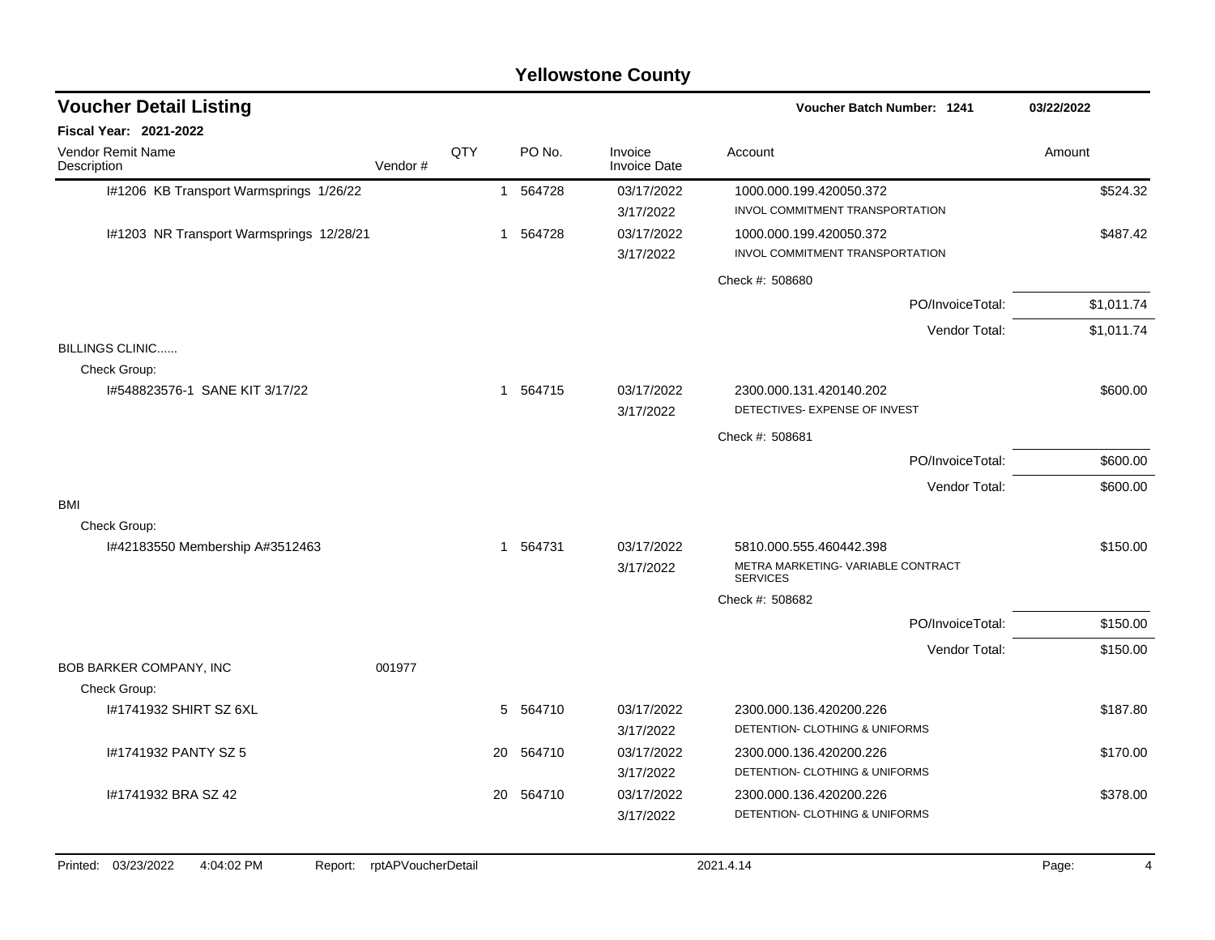# Yellowstone County

## Voucher Detail Listing

**Voucher Batch Number: 1241** 03/22/2022

**Fiscal Year: 2021-2022**

| Vendor Remit Name / Description | Vendor # | QTY | PO No. | Invoice / Invoice Date | Account | Amount |
|---|---|---|---|---|---|---|
| I#1206 KB Transport Warmsprings 1/26/22 | | 1 | 564728 | 03/17/2022 / 3/17/2022 | 1000.000.199.420050.372 INVOL COMMITMENT TRANSPORTATION | $524.32 |
| I#1203 NR Transport Warmsprings 12/28/21 | | 1 | 564728 | 03/17/2022 / 3/17/2022 | 1000.000.199.420050.372 INVOL COMMITMENT TRANSPORTATION | $487.42 |
| | | | | | Check #: 508680 | |
| | | | | | PO/InvoiceTotal: | $1,011.74 |
| | | | | | Vendor Total: | $1,011.74 |
| BILLINGS CLINIC...... | | | | | | |
| Check Group: | | | | | | |
| I#548823576-1 SANE KIT 3/17/22 | | 1 | 564715 | 03/17/2022 / 3/17/2022 | 2300.000.131.420140.202 DETECTIVES- EXPENSE OF INVEST | $600.00 |
| | | | | | Check #: 508681 | |
| | | | | | PO/InvoiceTotal: | $600.00 |
| | | | | | Vendor Total: | $600.00 |
| BMI | | | | | | |
| Check Group: | | | | | | |
| I#42183550 Membership A#3512463 | | 1 | 564731 | 03/17/2022 / 3/17/2022 | 5810.000.555.460442.398 METRA MARKETING- VARIABLE CONTRACT SERVICES | $150.00 |
| | | | | | Check #: 508682 | |
| | | | | | PO/InvoiceTotal: | $150.00 |
| | | | | | Vendor Total: | $150.00 |
| BOB BARKER COMPANY, INC | 001977 | | | | | |
| Check Group: | | | | | | |
| I#1741932 SHIRT SZ 6XL | | 5 | 564710 | 03/17/2022 / 3/17/2022 | 2300.000.136.420200.226 DETENTION- CLOTHING & UNIFORMS | $187.80 |
| I#1741932 PANTY SZ 5 | | 20 | 564710 | 03/17/2022 / 3/17/2022 | 2300.000.136.420200.226 DETENTION- CLOTHING & UNIFORMS | $170.00 |
| I#1741932 BRA SZ 42 | | 20 | 564710 | 03/17/2022 / 3/17/2022 | 2300.000.136.420200.226 DETENTION- CLOTHING & UNIFORMS | $378.00 |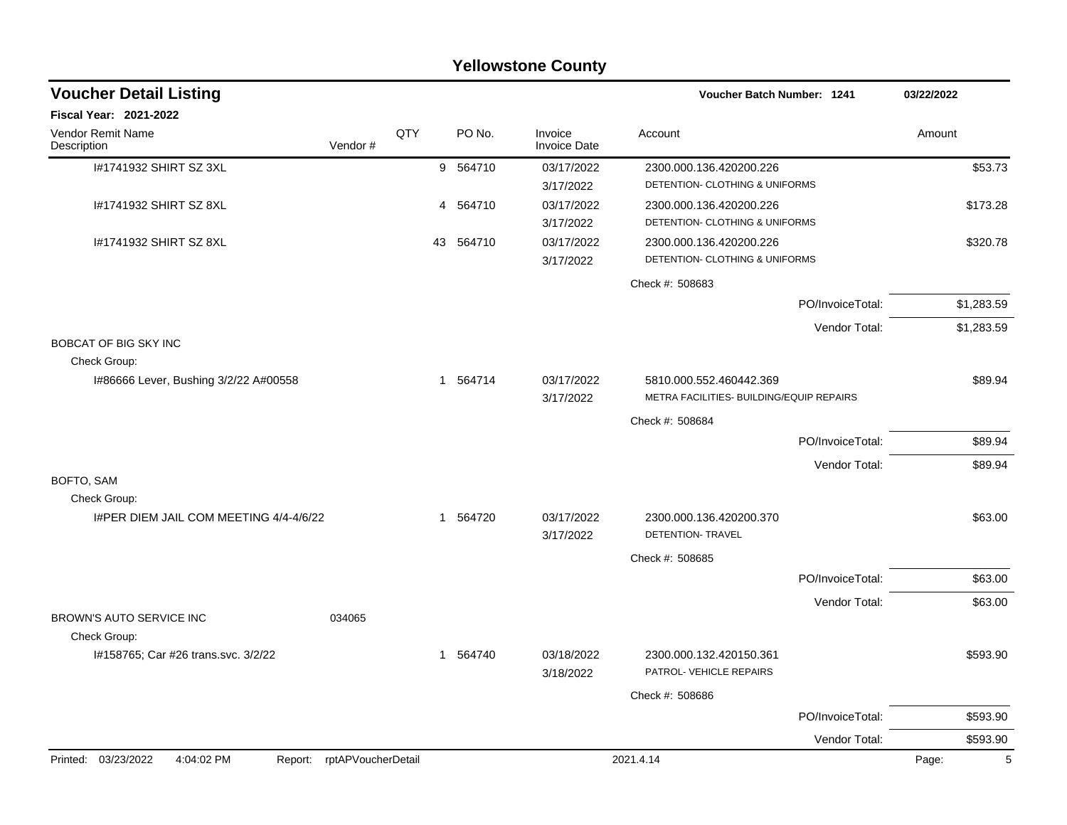# Yellowstone County

## Voucher Detail Listing

**Voucher Batch Number: 1241** — 03/22/2022

**Fiscal Year: 2021-2022**

| Vendor Remit Name / Description | Vendor # | QTY | PO No. | Invoice / Invoice Date | Account | Amount |
|---|---|---|---|---|---|---|
| I#1741932 SHIRT SZ 3XL | | 9 | 564710 | 03/17/2022 3/17/2022 | 2300.000.136.420200.226 DETENTION- CLOTHING & UNIFORMS | $53.73 |
| I#1741932 SHIRT SZ 8XL | | 4 | 564710 | 03/17/2022 3/17/2022 | 2300.000.136.420200.226 DETENTION- CLOTHING & UNIFORMS | $173.28 |
| I#1741932 SHIRT SZ 8XL | | 43 | 564710 | 03/17/2022 3/17/2022 | 2300.000.136.420200.226 DETENTION- CLOTHING & UNIFORMS | $320.78 |
| | | | | | Check #: 508683 | |
| | | | | | PO/InvoiceTotal: | $1,283.59 |
| | | | | | Vendor Total: | $1,283.59 |
| BOBCAT OF BIG SKY INC | | | | | | |
| Check Group: | | | | | | |
| I#86666 Lever, Bushing 3/2/22 A#00558 | | 1 | 564714 | 03/17/2022 3/17/2022 | 5810.000.552.460442.369 METRA FACILITIES- BUILDING/EQUIP REPAIRS | $89.94 |
| | | | | | Check #: 508684 | |
| | | | | | PO/InvoiceTotal: | $89.94 |
| | | | | | Vendor Total: | $89.94 |
| BOFTO, SAM | | | | | | |
| Check Group: | | | | | | |
| I#PER DIEM JAIL COM MEETING 4/4-4/6/22 | | 1 | 564720 | 03/17/2022 3/17/2022 | 2300.000.136.420200.370 DETENTION- TRAVEL | $63.00 |
| | | | | | Check #: 508685 | |
| | | | | | PO/InvoiceTotal: | $63.00 |
| | | | | | Vendor Total: | $63.00 |
| BROWN'S AUTO SERVICE INC | 034065 | | | | | |
| Check Group: | | | | | | |
| I#158765; Car #26 trans.svc. 3/2/22 | | 1 | 564740 | 03/18/2022 3/18/2022 | 2300.000.132.420150.361 PATROL- VEHICLE REPAIRS | $593.90 |
| | | | | | Check #: 508686 | |
| | | | | | PO/InvoiceTotal: | $593.90 |
| | | | | | Vendor Total: | $593.90 |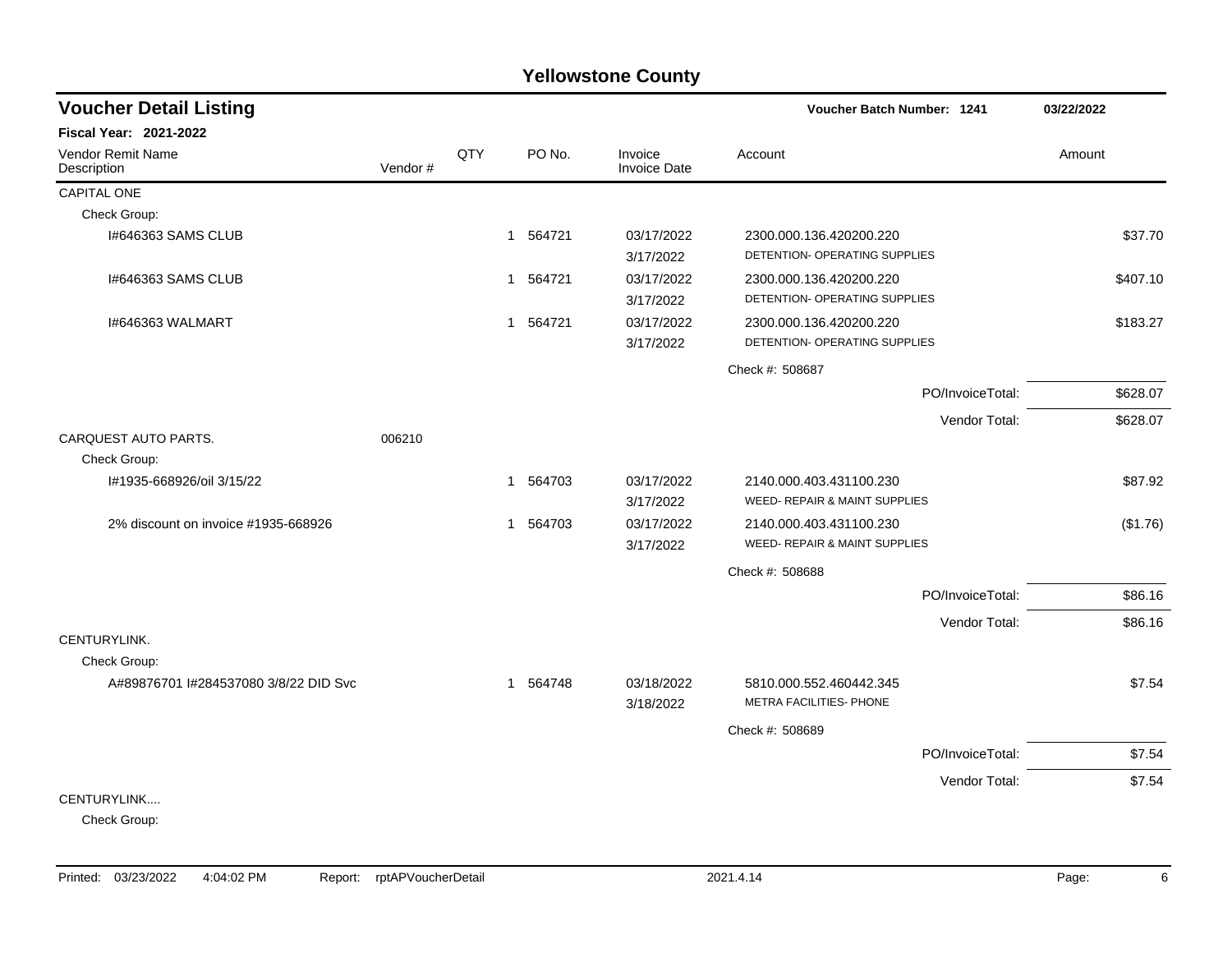# Yellowstone County

## Voucher Detail Listing

**Voucher Batch Number: 1241** — 03/22/2022

**Fiscal Year: 2021-2022**

| Vendor Remit Name / Description | Vendor # | QTY | PO No. | Invoice / Invoice Date | Account | Amount |
|---|---|---|---|---|---|---|
| CAPITAL ONE | | | | | | |
| Check Group: | | | | | | |
| I#646363 SAMS CLUB | | 1 | 564721 | 03/17/2022 3/17/2022 | 2300.000.136.420200.220 DETENTION- OPERATING SUPPLIES | $37.70 |
| I#646363 SAMS CLUB | | 1 | 564721 | 03/17/2022 3/17/2022 | 2300.000.136.420200.220 DETENTION- OPERATING SUPPLIES | $407.10 |
| I#646363 WALMART | | 1 | 564721 | 03/17/2022 3/17/2022 | 2300.000.136.420200.220 DETENTION- OPERATING SUPPLIES | $183.27 |
| | | | | | Check #: 508687 | |
| | | | | | PO/InvoiceTotal: | $628.07 |
| | | | | | Vendor Total: | $628.07 |
| CARQUEST AUTO PARTS. | 006210 | | | | | |
| Check Group: | | | | | | |
| I#1935-668926/oil 3/15/22 | | 1 | 564703 | 03/17/2022 3/17/2022 | 2140.000.403.431100.230 WEED- REPAIR & MAINT SUPPLIES | $87.92 |
| 2% discount on invoice #1935-668926 | | 1 | 564703 | 03/17/2022 3/17/2022 | 2140.000.403.431100.230 WEED- REPAIR & MAINT SUPPLIES | ($1.76) |
| | | | | | Check #: 508688 | |
| | | | | | PO/InvoiceTotal: | $86.16 |
| | | | | | Vendor Total: | $86.16 |
| CENTURYLINK. | | | | | | |
| Check Group: | | | | | | |
| A#89876701 I#284537080 3/8/22 DID Svc | | 1 | 564748 | 03/18/2022 3/18/2022 | 5810.000.552.460442.345 METRA FACILITIES- PHONE | $7.54 |
| | | | | | Check #: 508689 | |
| | | | | | PO/InvoiceTotal: | $7.54 |
| | | | | | Vendor Total: | $7.54 |
| CENTURYLINK.... | | | | | | |
| Check Group: | | | | | | |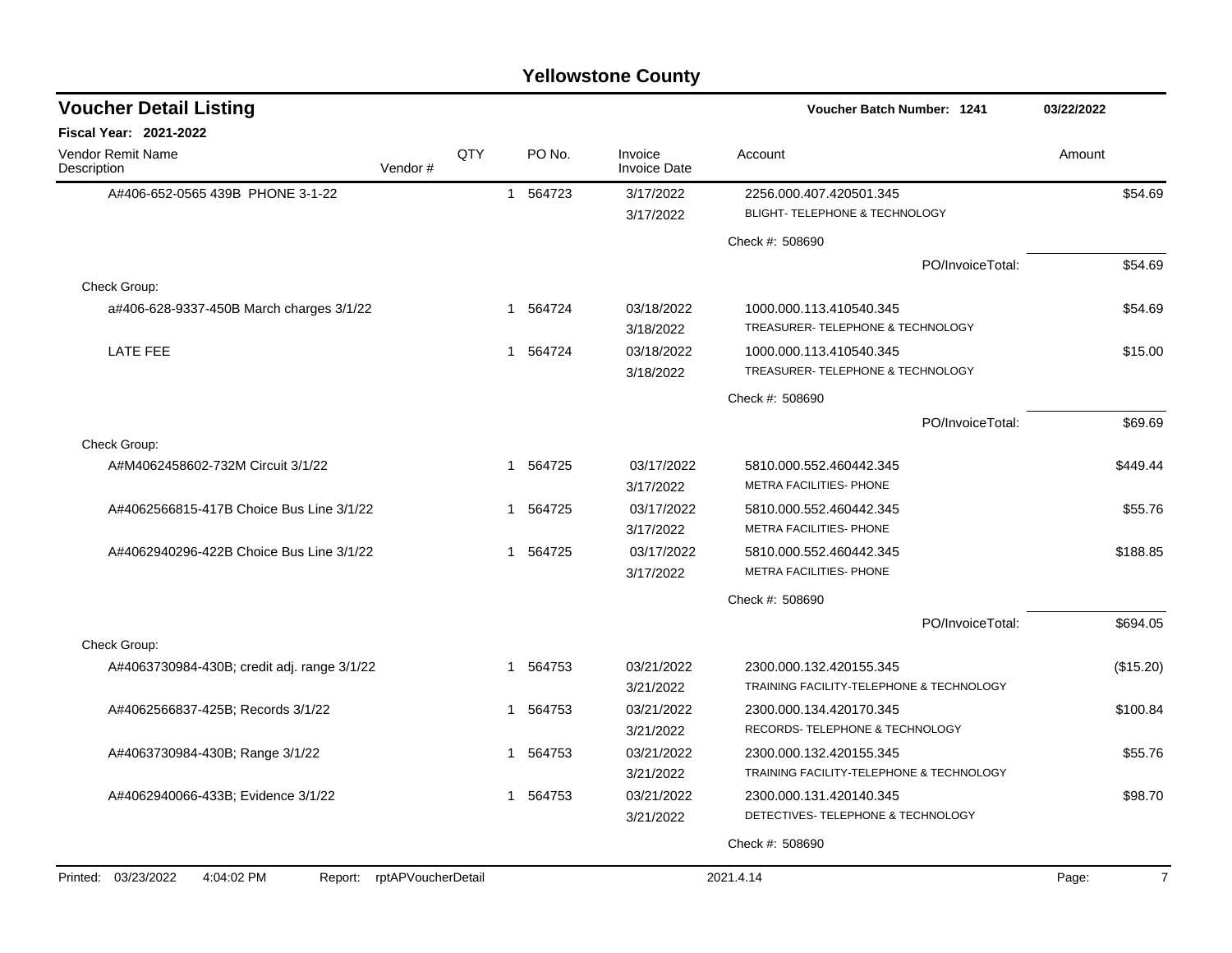# Yellowstone County

## Voucher Detail Listing

**Voucher Batch Number: 1241** — 03/22/2022

**Fiscal Year: 2021-2022**

| Vendor Remit Name / Description | Vendor # | QTY | PO No. | Invoice / Invoice Date | Account | Amount |
|---|---|---|---|---|---|---|
| A#406-652-0565 439B PHONE 3-1-22 | | 1 | 564723 | 3/17/2022 / 3/17/2022 | 2256.000.407.420501.345 BLIGHT- TELEPHONE & TECHNOLOGY | $54.69 |
| | | | | | Check #: 508690 | |
| | | | | | PO/InvoiceTotal: | $54.69 |
| Check Group: | | | | | | |
| a#406-628-9337-450B March charges 3/1/22 | | 1 | 564724 | 03/18/2022 / 3/18/2022 | 1000.000.113.410540.345 TREASURER- TELEPHONE & TECHNOLOGY | $54.69 |
| LATE FEE | | 1 | 564724 | 03/18/2022 / 3/18/2022 | 1000.000.113.410540.345 TREASURER- TELEPHONE & TECHNOLOGY | $15.00 |
| | | | | | Check #: 508690 | |
| | | | | | PO/InvoiceTotal: | $69.69 |
| Check Group: | | | | | | |
| A#M4062458602-732M Circuit 3/1/22 | | 1 | 564725 | 03/17/2022 / 3/17/2022 | 5810.000.552.460442.345 METRA FACILITIES- PHONE | $449.44 |
| A#4062566815-417B Choice Bus Line 3/1/22 | | 1 | 564725 | 03/17/2022 / 3/17/2022 | 5810.000.552.460442.345 METRA FACILITIES- PHONE | $55.76 |
| A#4062940296-422B Choice Bus Line 3/1/22 | | 1 | 564725 | 03/17/2022 / 3/17/2022 | 5810.000.552.460442.345 METRA FACILITIES- PHONE | $188.85 |
| | | | | | Check #: 508690 | |
| | | | | | PO/InvoiceTotal: | $694.05 |
| Check Group: | | | | | | |
| A#4063730984-430B; credit adj. range 3/1/22 | | 1 | 564753 | 03/21/2022 / 3/21/2022 | 2300.000.132.420155.345 TRAINING FACILITY-TELEPHONE & TECHNOLOGY | ($15.20) |
| A#4062566837-425B; Records 3/1/22 | | 1 | 564753 | 03/21/2022 / 3/21/2022 | 2300.000.134.420170.345 RECORDS- TELEPHONE & TECHNOLOGY | $100.84 |
| A#4063730984-430B; Range 3/1/22 | | 1 | 564753 | 03/21/2022 / 3/21/2022 | 2300.000.132.420155.345 TRAINING FACILITY-TELEPHONE & TECHNOLOGY | $55.76 |
| A#4062940066-433B; Evidence 3/1/22 | | 1 | 564753 | 03/21/2022 / 3/21/2022 | 2300.000.131.420140.345 DETECTIVES- TELEPHONE & TECHNOLOGY | $98.70 |
| | | | | | Check #: 508690 | |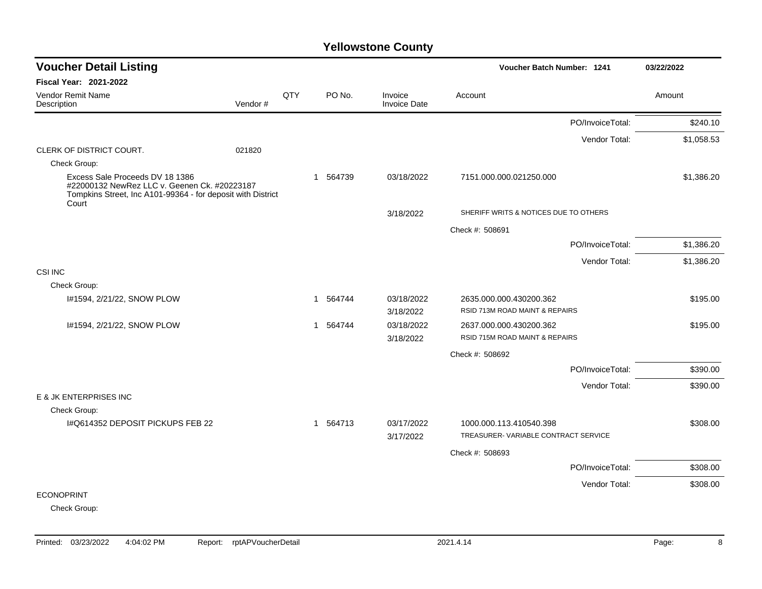# Yellowstone County

## Voucher Detail Listing

**Voucher Batch Number: 1241** — 03/22/2022

**Fiscal Year: 2021-2022**

| Vendor Remit Name / Description | Vendor # | QTY | PO No. | Invoice / Invoice Date | Account | Amount |
|---|---|---|---|---|---|---|
| | | | | | PO/InvoiceTotal: | $240.10 |
| | | | | | Vendor Total: | $1,058.53 |
| CLERK OF DISTRICT COURT. | 021820 | | | | | |
| Check Group: | | | | | | |
| Excess Sale Proceeds DV 18 1386 #22000132 NewRez LLC v. Geenen Ck. #20223187 Tompkins Street, Inc A101-99364 - for deposit with District Court | | 1 | 564739 | 03/18/2022 | 7151.000.000.021250.000 | $1,386.20 |
| | | | | 3/18/2022 | SHERIFF WRITS & NOTICES DUE TO OTHERS | |
| | | | | | Check #: 508691 | |
| | | | | | PO/InvoiceTotal: | $1,386.20 |
| | | | | | Vendor Total: | $1,386.20 |
| CSI INC | | | | | | |
| Check Group: | | | | | | |
| I#1594, 2/21/22, SNOW PLOW | | 1 | 564744 | 03/18/2022 | 2635.000.000.430200.362 | $195.00 |
| | | | | 3/18/2022 | RSID 713M ROAD MAINT & REPAIRS | |
| I#1594, 2/21/22, SNOW PLOW | | 1 | 564744 | 03/18/2022 | 2637.000.000.430200.362 | $195.00 |
| | | | | 3/18/2022 | RSID 715M ROAD MAINT & REPAIRS | |
| | | | | | Check #: 508692 | |
| | | | | | PO/InvoiceTotal: | $390.00 |
| | | | | | Vendor Total: | $390.00 |
| E & JK ENTERPRISES INC | | | | | | |
| Check Group: | | | | | | |
| I#Q614352 DEPOSIT PICKUPS FEB 22 | | 1 | 564713 | 03/17/2022 | 1000.000.113.410540.398 | $308.00 |
| | | | | 3/17/2022 | TREASURER- VARIABLE CONTRACT SERVICE | |
| | | | | | Check #: 508693 | |
| | | | | | PO/InvoiceTotal: | $308.00 |
| | | | | | Vendor Total: | $308.00 |
| ECONOPRINT | | | | | | |
| Check Group: | | | | | | |

Printed: 03/23/2022 4:04:02 PM Report: rptAPVoucherDetail 2021.4.14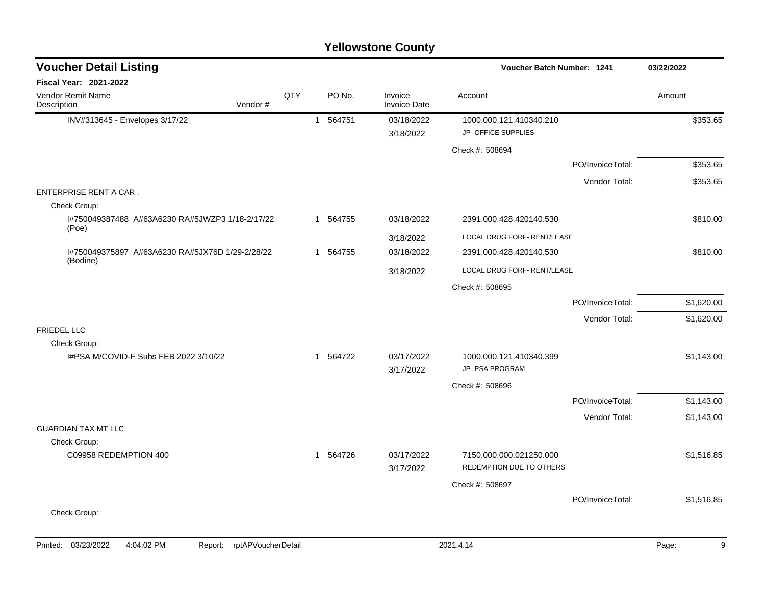# Yellowstone County

## Voucher Detail Listing

**Voucher Batch Number: 1241** | 03/22/2022

**Fiscal Year: 2021-2022**

| Vendor Remit Name / Description | Vendor # | QTY | PO No. | Invoice / Invoice Date | Account | Amount |
|---|---|---|---|---|---|---|
| INV#313645 - Envelopes 3/17/22 | | 1 | 564751 | 03/18/2022 / 3/18/2022 | 1000.000.121.410340.210 JP- OFFICE SUPPLIES | $353.65 |
| | | | | | Check #: 508694 | |
| | | | | | PO/InvoiceTotal: | $353.65 |
| | | | | | Vendor Total: | $353.65 |
| ENTERPRISE RENT A CAR . | | | | | | |
| Check Group: | | | | | | |
| I#750049387488 A#63A6230 RA#5JWZP3 1/18-2/17/22 (Poe) | | 1 | 564755 | 03/18/2022 / 3/18/2022 | 2391.000.428.420140.530 LOCAL DRUG FORF- RENT/LEASE | $810.00 |
| I#750049375897 A#63A6230 RA#5JX76D 1/29-2/28/22 (Bodine) | | 1 | 564755 | 03/18/2022 / 3/18/2022 | 2391.000.428.420140.530 LOCAL DRUG FORF- RENT/LEASE | $810.00 |
| | | | | | Check #: 508695 | |
| | | | | | PO/InvoiceTotal: | $1,620.00 |
| | | | | | Vendor Total: | $1,620.00 |
| FRIEDEL LLC | | | | | | |
| Check Group: | | | | | | |
| I#PSA M/COVID-F Subs FEB 2022 3/10/22 | | 1 | 564722 | 03/17/2022 / 3/17/2022 | 1000.000.121.410340.399 JP- PSA PROGRAM | $1,143.00 |
| | | | | | Check #: 508696 | |
| | | | | | PO/InvoiceTotal: | $1,143.00 |
| | | | | | Vendor Total: | $1,143.00 |
| GUARDIAN TAX MT LLC | | | | | | |
| Check Group: | | | | | | |
| C09958 REDEMPTION 400 | | 1 | 564726 | 03/17/2022 / 3/17/2022 | 7150.000.000.021250.000 REDEMPTION DUE TO OTHERS | $1,516.85 |
| | | | | | Check #: 508697 | |
| | | | | | PO/InvoiceTotal: | $1,516.85 |
| Check Group: | | | | | | |

Printed: 03/23/2022 4:04:02 PM Report: rptAPVoucherDetail 2021.4.14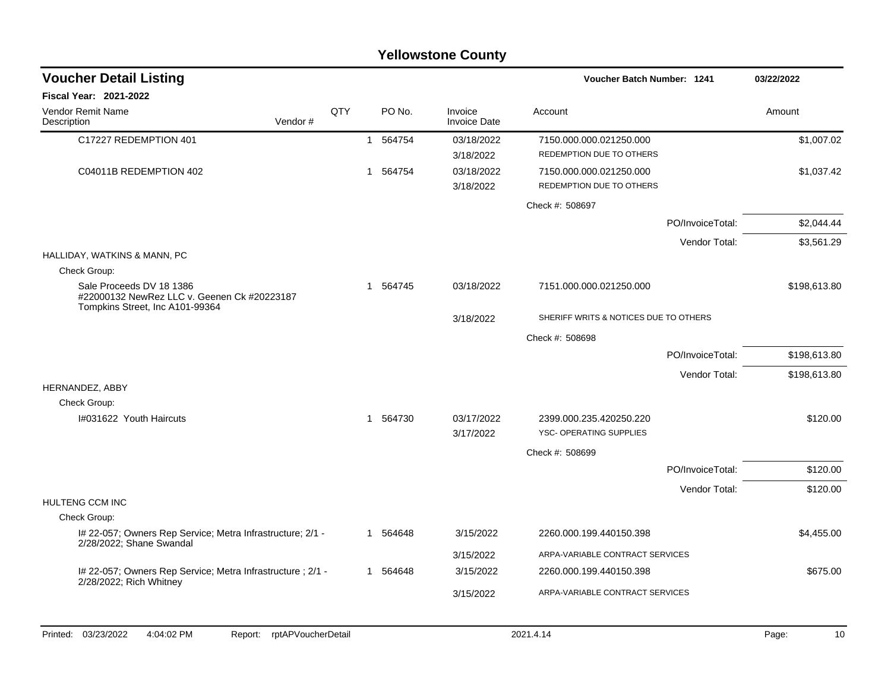# Yellowstone County

## Voucher Detail Listing

**Voucher Batch Number: 1241** 03/22/2022

**Fiscal Year: 2021-2022**

| Vendor Remit Name / Description | Vendor # | QTY | PO No. | Invoice / Invoice Date | Account | Amount |
|---|---|---|---|---|---|---|
| C17227 REDEMPTION 401 | | 1 | 564754 | 03/18/2022 | 7150.000.000.021250.000 | $1,007.02 |
| | | | | 3/18/2022 | REDEMPTION DUE TO OTHERS | |
| C04011B REDEMPTION 402 | | 1 | 564754 | 03/18/2022 | 7150.000.000.021250.000 | $1,037.42 |
| | | | | 3/18/2022 | REDEMPTION DUE TO OTHERS | |
| | | | | | Check #: 508697 | |
| | | | | | PO/InvoiceTotal: | $2,044.44 |
| | | | | | Vendor Total: | $3,561.29 |
| HALLIDAY, WATKINS & MANN, PC | | | | | | |
| Check Group: | | | | | | |
| Sale Proceeds DV 18 1386 #22000132 NewRez LLC v. Geenen Ck #20223187 Tompkins Street, Inc A101-99364 | | 1 | 564745 | 03/18/2022 | 7151.000.000.021250.000 | $198,613.80 |
| | | | | 3/18/2022 | SHERIFF WRITS & NOTICES DUE TO OTHERS | |
| | | | | | Check #: 508698 | |
| | | | | | PO/InvoiceTotal: | $198,613.80 |
| | | | | | Vendor Total: | $198,613.80 |
| HERNANDEZ, ABBY | | | | | | |
| Check Group: | | | | | | |
| I#031622 Youth Haircuts | | 1 | 564730 | 03/17/2022 | 2399.000.235.420250.220 | $120.00 |
| | | | | 3/17/2022 | YSC- OPERATING SUPPLIES | |
| | | | | | Check #: 508699 | |
| | | | | | PO/InvoiceTotal: | $120.00 |
| | | | | | Vendor Total: | $120.00 |
| HULTENG CCM INC | | | | | | |
| Check Group: | | | | | | |
| I# 22-057; Owners Rep Service; Metra Infrastructure; 2/1 - 2/28/2022; Shane Swandal | | 1 | 564648 | 3/15/2022 | 2260.000.199.440150.398 | $4,455.00 |
| | | | | 3/15/2022 | ARPA-VARIABLE CONTRACT SERVICES | |
| I# 22-057; Owners Rep Service; Metra Infrastructure ; 2/1 - 2/28/2022; Rich Whitney | | 1 | 564648 | 3/15/2022 | 2260.000.199.440150.398 | $675.00 |
| | | | | 3/15/2022 | ARPA-VARIABLE CONTRACT SERVICES | |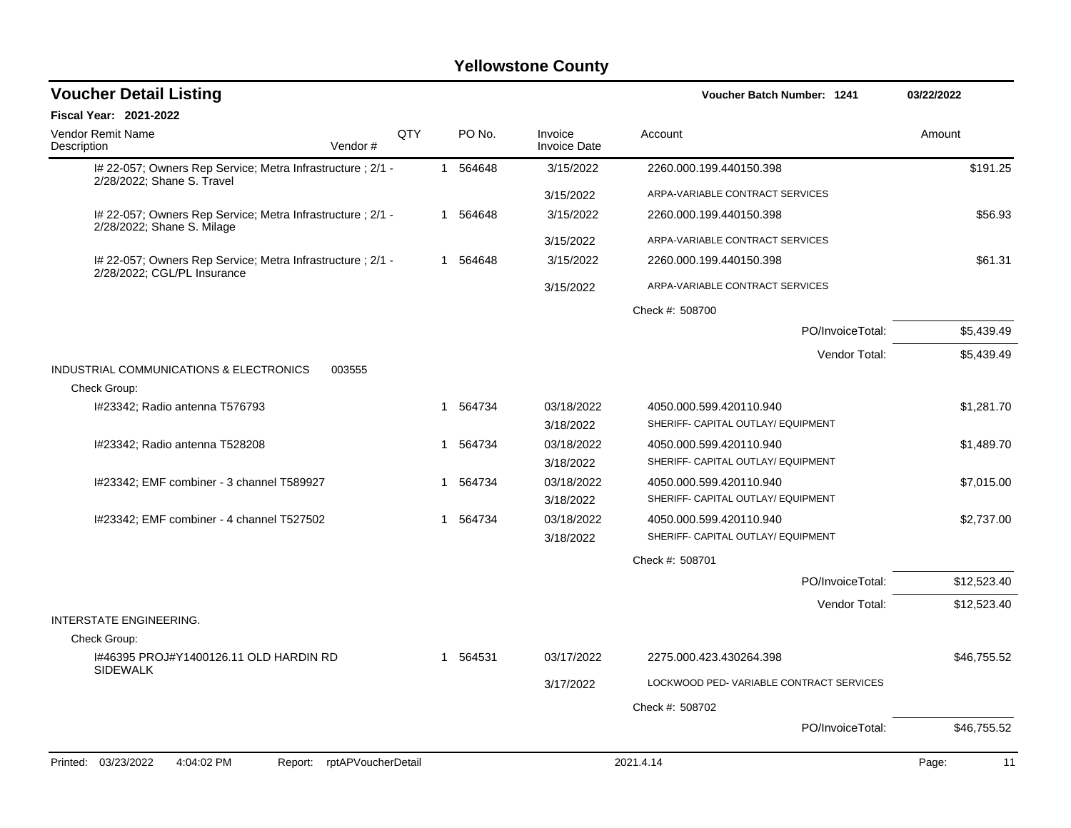# Yellowstone County

## Voucher Detail Listing

**Voucher Batch Number: 1241** — 03/22/2022

**Fiscal Year: 2021-2022**

| Vendor Remit Name / Description | Vendor # | QTY | PO No. | Invoice / Invoice Date | Account | Amount |
|---|---|---|---|---|---|---|
| I# 22-057; Owners Rep Service; Metra Infrastructure ; 2/1 - 2/28/2022; Shane S. Travel | | 1 | 564648 | 3/15/2022 | 2260.000.199.440150.398 | $191.25 |
| | | | | 3/15/2022 | ARPA-VARIABLE CONTRACT SERVICES | |
| I# 22-057; Owners Rep Service; Metra Infrastructure ; 2/1 - 2/28/2022; Shane S. Milage | | 1 | 564648 | 3/15/2022 | 2260.000.199.440150.398 | $56.93 |
| | | | | 3/15/2022 | ARPA-VARIABLE CONTRACT SERVICES | |
| I# 22-057; Owners Rep Service; Metra Infrastructure ; 2/1 - 2/28/2022; CGL/PL Insurance | | 1 | 564648 | 3/15/2022 | 2260.000.199.440150.398 | $61.31 |
| | | | | 3/15/2022 | ARPA-VARIABLE CONTRACT SERVICES | |
| | | | | | Check #: 508700 | |
| | | | | | PO/InvoiceTotal: | $5,439.49 |
| | | | | | Vendor Total: | $5,439.49 |
| INDUSTRIAL COMMUNICATIONS & ELECTRONICS | 003555 | | | | | |
| Check Group: | | | | | | |
| I#23342; Radio antenna T576793 | | 1 | 564734 | 03/18/2022 | 4050.000.599.420110.940 | $1,281.70 |
| | | | | 3/18/2022 | SHERIFF- CAPITAL OUTLAY/ EQUIPMENT | |
| I#23342; Radio antenna T528208 | | 1 | 564734 | 03/18/2022 | 4050.000.599.420110.940 | $1,489.70 |
| | | | | 3/18/2022 | SHERIFF- CAPITAL OUTLAY/ EQUIPMENT | |
| I#23342; EMF combiner - 3 channel T589927 | | 1 | 564734 | 03/18/2022 | 4050.000.599.420110.940 | $7,015.00 |
| | | | | 3/18/2022 | SHERIFF- CAPITAL OUTLAY/ EQUIPMENT | |
| I#23342; EMF combiner - 4 channel T527502 | | 1 | 564734 | 03/18/2022 | 4050.000.599.420110.940 | $2,737.00 |
| | | | | 3/18/2022 | SHERIFF- CAPITAL OUTLAY/ EQUIPMENT | |
| | | | | | Check #: 508701 | |
| | | | | | PO/InvoiceTotal: | $12,523.40 |
| | | | | | Vendor Total: | $12,523.40 |
| INTERSTATE ENGINEERING. | | | | | | |
| Check Group: | | | | | | |
| I#46395 PROJ#Y1400126.11 OLD HARDIN RD SIDEWALK | | 1 | 564531 | 03/17/2022 | 2275.000.423.430264.398 | $46,755.52 |
| | | | | 3/17/2022 | LOCKWOOD PED- VARIABLE CONTRACT SERVICES | |
| | | | | | Check #: 508702 | |
| | | | | | PO/InvoiceTotal: | $46,755.52 |

Printed: 03/23/2022 4:04:02 PM Report: rptAPVoucherDetail 2021.4.14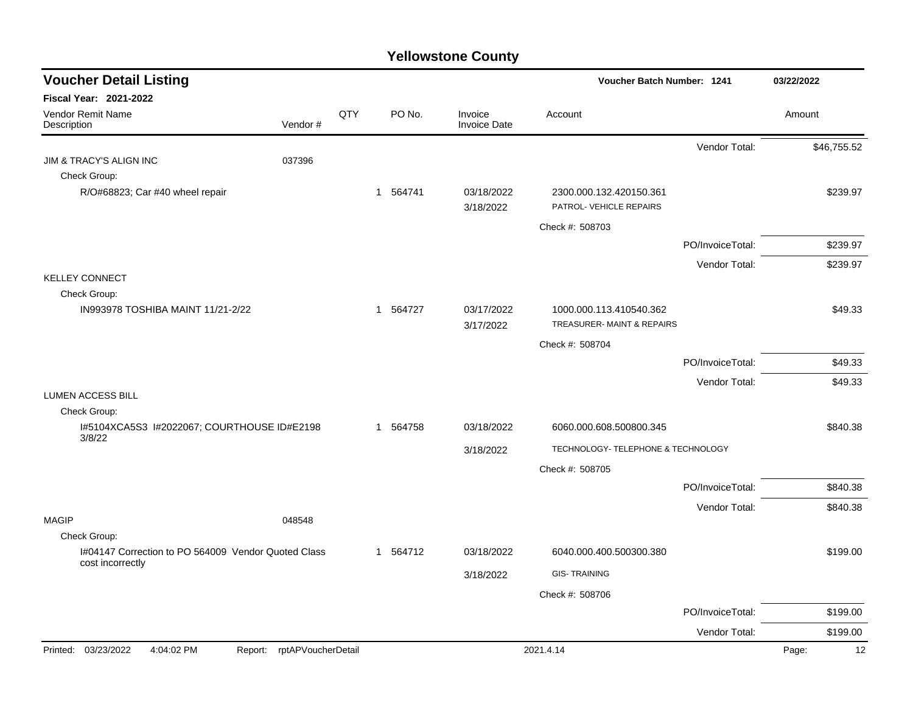# Yellowstone County

## Voucher Detail Listing

**Voucher Batch Number: 1241** — 03/22/2022

**Fiscal Year: 2021-2022**

| Vendor Remit Name / Description | Vendor # | QTY | PO No. | Invoice / Invoice Date | Account | Amount |
|---|---|---|---|---|---|---|
| | | | | | Vendor Total: | $46,755.52 |
| JIM & TRACY'S ALIGN INC | 037396 | | | | | |
| Check Group: | | | | | | |
| R/O#68823; Car #40 wheel repair | | 1 | 564741 | 03/18/2022 / 3/18/2022 | 2300.000.132.420150.361 PATROL- VEHICLE REPAIRS | $239.97 |
| | | | | | Check #: 508703 | |
| | | | | | PO/InvoiceTotal: | $239.97 |
| | | | | | Vendor Total: | $239.97 |
| KELLEY CONNECT | | | | | | |
| Check Group: | | | | | | |
| IN993978 TOSHIBA MAINT 11/21-2/22 | | 1 | 564727 | 03/17/2022 / 3/17/2022 | 1000.000.113.410540.362 TREASURER- MAINT & REPAIRS | $49.33 |
| | | | | | Check #: 508704 | |
| | | | | | PO/InvoiceTotal: | $49.33 |
| | | | | | Vendor Total: | $49.33 |
| LUMEN ACCESS BILL | | | | | | |
| Check Group: | | | | | | |
| I#5104XCA5S3 I#2022067; COURTHOUSE ID#E2198 3/8/22 | | 1 | 564758 | 03/18/2022 / 3/18/2022 | 6060.000.608.500800.345 TECHNOLOGY- TELEPHONE & TECHNOLOGY | $840.38 |
| | | | | | Check #: 508705 | |
| | | | | | PO/InvoiceTotal: | $840.38 |
| | | | | | Vendor Total: | $840.38 |
| MAGIP | 048548 | | | | | |
| Check Group: | | | | | | |
| I#04147 Correction to PO 564009 Vendor Quoted Class cost incorrectly | | 1 | 564712 | 03/18/2022 / 3/18/2022 | 6040.000.400.500300.380 GIS- TRAINING | $199.00 |
| | | | | | Check #: 508706 | |
| | | | | | PO/InvoiceTotal: | $199.00 |
| | | | | | Vendor Total: | $199.00 |

Printed: 03/23/2022 4:04:02 PM Report: rptAPVoucherDetail 2021.4.14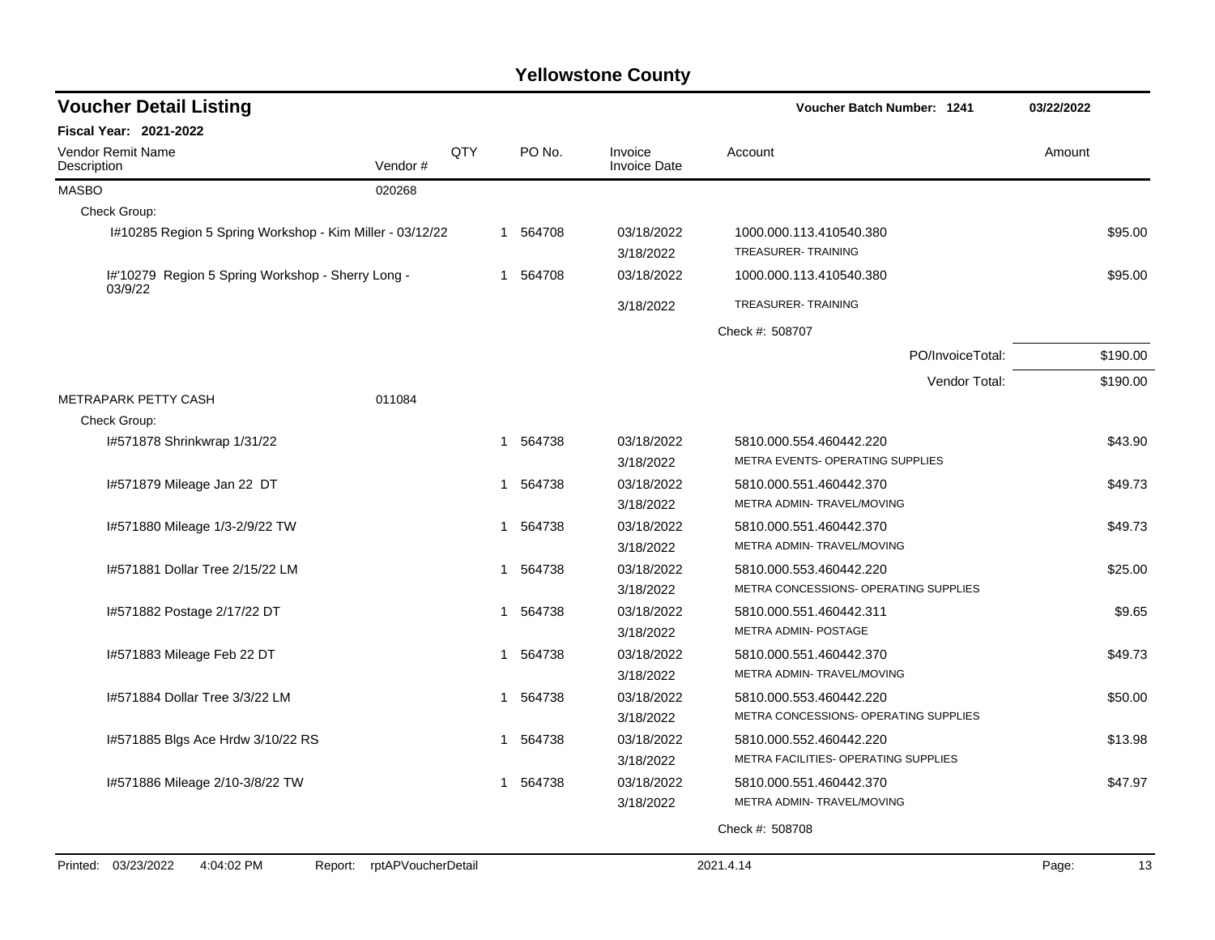# Yellowstone County

## Voucher Detail Listing

**Voucher Batch Number: 1241** | **03/22/2022**

**Fiscal Year: 2021-2022**

| Vendor Remit Name / Description | Vendor # | QTY | PO No. | Invoice / Invoice Date | Account | Amount |
|---|---|---|---|---|---|---|
| MASBO | 020268 | | | | | |
| Check Group: | | | | | | |
| I#10285 Region 5 Spring Workshop - Kim Miller - 03/12/22 | | 1 | 564708 | 03/18/2022 / 3/18/2022 | 1000.000.113.410540.380 TREASURER- TRAINING | $95.00 |
| I#'10279 Region 5 Spring Workshop - Sherry Long - 03/9/22 | | 1 | 564708 | 03/18/2022 / 3/18/2022 | 1000.000.113.410540.380 TREASURER- TRAINING | $95.00 |
| | | | | | Check #: 508707 | |
| | | | | | PO/InvoiceTotal: | $190.00 |
| | | | | | Vendor Total: | $190.00 |
| METRAPARK PETTY CASH | 011084 | | | | | |
| Check Group: | | | | | | |
| I#571878 Shrinkwrap 1/31/22 | | 1 | 564738 | 03/18/2022 / 3/18/2022 | 5810.000.554.460442.220 METRA EVENTS- OPERATING SUPPLIES | $43.90 |
| I#571879 Mileage Jan 22 DT | | 1 | 564738 | 03/18/2022 / 3/18/2022 | 5810.000.551.460442.370 METRA ADMIN- TRAVEL/MOVING | $49.73 |
| I#571880 Mileage 1/3-2/9/22 TW | | 1 | 564738 | 03/18/2022 / 3/18/2022 | 5810.000.551.460442.370 METRA ADMIN- TRAVEL/MOVING | $49.73 |
| I#571881 Dollar Tree 2/15/22 LM | | 1 | 564738 | 03/18/2022 / 3/18/2022 | 5810.000.553.460442.220 METRA CONCESSIONS- OPERATING SUPPLIES | $25.00 |
| I#571882 Postage 2/17/22 DT | | 1 | 564738 | 03/18/2022 / 3/18/2022 | 5810.000.551.460442.311 METRA ADMIN- POSTAGE | $9.65 |
| I#571883 Mileage Feb 22 DT | | 1 | 564738 | 03/18/2022 / 3/18/2022 | 5810.000.551.460442.370 METRA ADMIN- TRAVEL/MOVING | $49.73 |
| I#571884 Dollar Tree 3/3/22 LM | | 1 | 564738 | 03/18/2022 / 3/18/2022 | 5810.000.553.460442.220 METRA CONCESSIONS- OPERATING SUPPLIES | $50.00 |
| I#571885 Blgs Ace Hrdw 3/10/22 RS | | 1 | 564738 | 03/18/2022 / 3/18/2022 | 5810.000.552.460442.220 METRA FACILITIES- OPERATING SUPPLIES | $13.98 |
| I#571886 Mileage 2/10-3/8/22 TW | | 1 | 564738 | 03/18/2022 / 3/18/2022 | 5810.000.551.460442.370 METRA ADMIN- TRAVEL/MOVING | $47.97 |
| | | | | | Check #: 508708 | |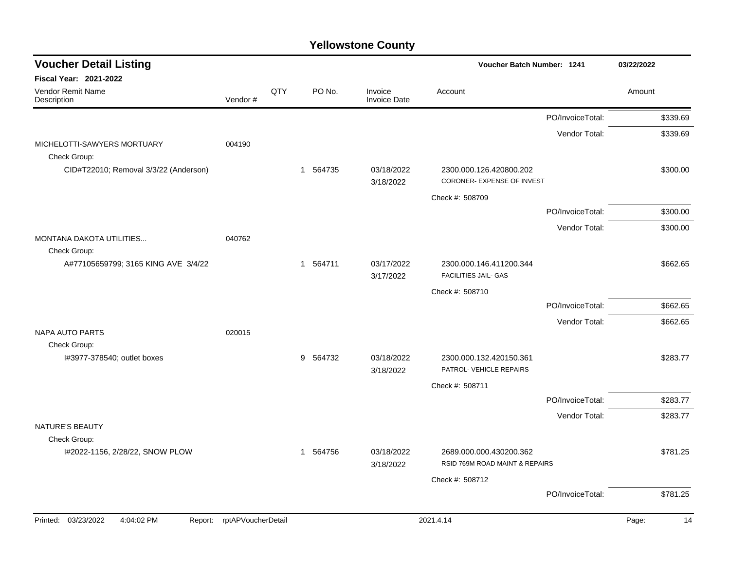# Yellowstone County

## Voucher Detail Listing

**Voucher Batch Number: 1241** — 03/22/2022

**Fiscal Year: 2021-2022**

| Vendor Remit Name / Description | Vendor # | QTY | PO No. | Invoice / Invoice Date | Account | Amount |
|---|---|---|---|---|---|---|
| | | | | | PO/InvoiceTotal: | $339.69 |
| | | | | | Vendor Total: | $339.69 |
| MICHELOTTI-SAWYERS MORTUARY | 004190 | | | | | |
| Check Group: | | | | | | |
| CID#T22010; Removal 3/3/22 (Anderson) | | 1 | 564735 | 03/18/2022<br>3/18/2022 | 2300.000.126.420800.202<br>CORONER- EXPENSE OF INVEST | $300.00 |
| | | | | | Check #: 508709 | |
| | | | | | PO/InvoiceTotal: | $300.00 |
| | | | | | Vendor Total: | $300.00 |
| MONTANA DAKOTA UTILITIES... | 040762 | | | | | |
| Check Group: | | | | | | |
| A#77105659799; 3165 KING AVE 3/4/22 | | 1 | 564711 | 03/17/2022<br>3/17/2022 | 2300.000.146.411200.344<br>FACILITIES JAIL- GAS | $662.65 |
| | | | | | Check #: 508710 | |
| | | | | | PO/InvoiceTotal: | $662.65 |
| | | | | | Vendor Total: | $662.65 |
| NAPA AUTO PARTS | 020015 | | | | | |
| Check Group: | | | | | | |
| I#3977-378540; outlet boxes | | 9 | 564732 | 03/18/2022<br>3/18/2022 | 2300.000.132.420150.361<br>PATROL- VEHICLE REPAIRS | $283.77 |
| | | | | | Check #: 508711 | |
| | | | | | PO/InvoiceTotal: | $283.77 |
| | | | | | Vendor Total: | $283.77 |
| NATURE'S BEAUTY | | | | | | |
| Check Group: | | | | | | |
| I#2022-1156, 2/28/22, SNOW PLOW | | 1 | 564756 | 03/18/2022<br>3/18/2022 | 2689.000.000.430200.362<br>RSID 769M ROAD MAINT & REPAIRS | $781.25 |
| | | | | | Check #: 508712 | |
| | | | | | PO/InvoiceTotal: | $781.25 |

Printed: 03/23/2022 4:04:02 PM Report: rptAPVoucherDetail 2021.4.14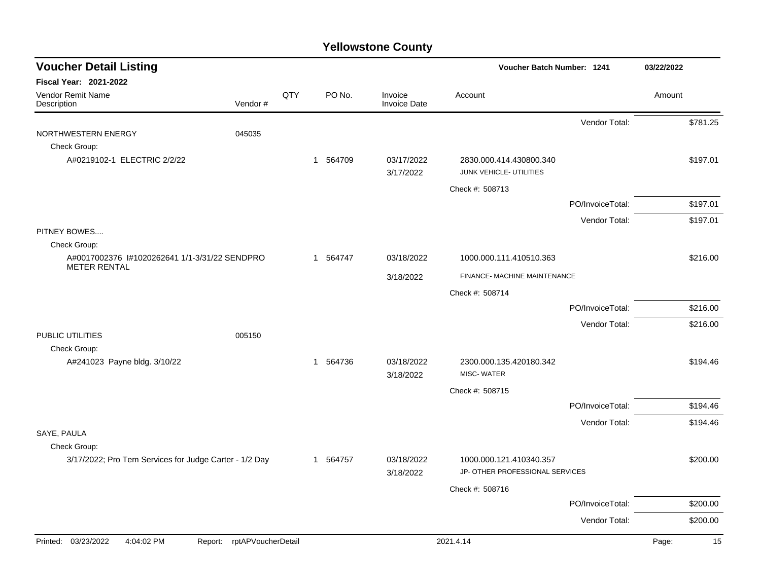# Yellowstone County

## Voucher Detail Listing

**Voucher Batch Number: 1241** — 03/22/2022

**Fiscal Year: 2021-2022**

| Vendor Remit Name / Description | Vendor # | QTY | PO No. | Invoice / Invoice Date | Account | Amount |
|---|---|---|---|---|---|---|
| | | | | | Vendor Total: | $781.25 |
| NORTHWESTERN ENERGY | 045035 | | | | | |
| Check Group: | | | | | | |
| A#0219102-1 ELECTRIC 2/2/22 | | 1 | 564709 | 03/17/2022 / 3/17/2022 | 2830.000.414.430800.340 JUNK VEHICLE- UTILITIES | $197.01 |
| | | | | | Check #: 508713 | |
| | | | | | PO/InvoiceTotal: | $197.01 |
| | | | | | Vendor Total: | $197.01 |
| PITNEY BOWES.... | | | | | | |
| Check Group: | | | | | | |
| A#0017002376 I#1020262641 1/1-3/31/22 SENDPRO METER RENTAL | | 1 | 564747 | 03/18/2022 / 3/18/2022 | 1000.000.111.410510.363 FINANCE- MACHINE MAINTENANCE | $216.00 |
| | | | | | Check #: 508714 | |
| | | | | | PO/InvoiceTotal: | $216.00 |
| | | | | | Vendor Total: | $216.00 |
| PUBLIC UTILITIES | 005150 | | | | | |
| Check Group: | | | | | | |
| A#241023 Payne bldg. 3/10/22 | | 1 | 564736 | 03/18/2022 / 3/18/2022 | 2300.000.135.420180.342 MISC- WATER | $194.46 |
| | | | | | Check #: 508715 | |
| | | | | | PO/InvoiceTotal: | $194.46 |
| | | | | | Vendor Total: | $194.46 |
| SAYE, PAULA | | | | | | |
| Check Group: | | | | | | |
| 3/17/2022; Pro Tem Services for Judge Carter - 1/2 Day | | 1 | 564757 | 03/18/2022 / 3/18/2022 | 1000.000.121.410340.357 JP- OTHER PROFESSIONAL SERVICES | $200.00 |
| | | | | | Check #: 508716 | |
| | | | | | PO/InvoiceTotal: | $200.00 |
| | | | | | Vendor Total: | $200.00 |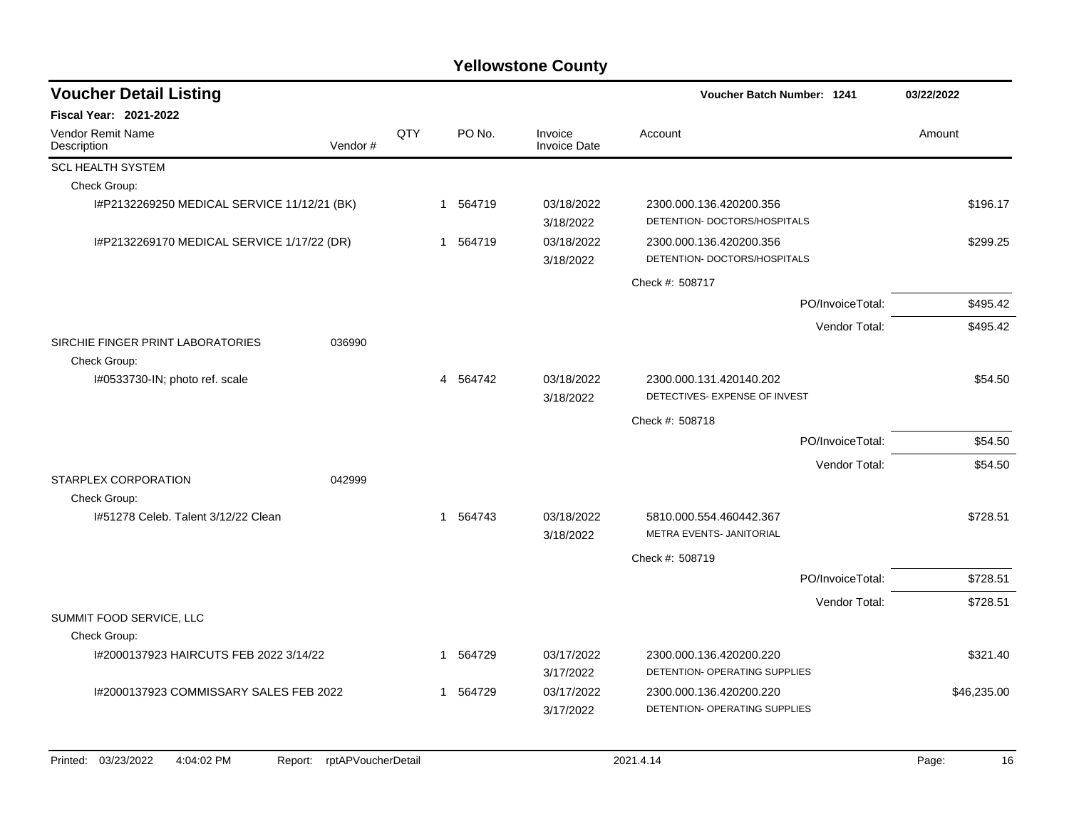# Yellowstone County

## Voucher Detail Listing

**Voucher Batch Number: 1241** — 03/22/2022

**Fiscal Year: 2021-2022**

| Vendor Remit Name / Description | Vendor # | QTY | PO No. | Invoice / Invoice Date | Account | Amount |
|---|---|---|---|---|---|---|
| SCL HEALTH SYSTEM | | | | | | |
| Check Group: | | | | | | |
| I#P2132269250 MEDICAL SERVICE 11/12/21 (BK) | | 1 | 564719 | 03/18/2022 3/18/2022 | 2300.000.136.420200.356 DETENTION- DOCTORS/HOSPITALS | $196.17 |
| I#P2132269170 MEDICAL SERVICE 1/17/22 (DR) | | 1 | 564719 | 03/18/2022 3/18/2022 | 2300.000.136.420200.356 DETENTION- DOCTORS/HOSPITALS | $299.25 |
| | | | | | Check #: 508717 | |
| | | | | | PO/InvoiceTotal: | $495.42 |
| | | | | | Vendor Total: | $495.42 |
| SIRCHIE FINGER PRINT LABORATORIES | 036990 | | | | | |
| Check Group: | | | | | | |
| I#0533730-IN; photo ref. scale | | 4 | 564742 | 03/18/2022 3/18/2022 | 2300.000.131.420140.202 DETECTIVES- EXPENSE OF INVEST | $54.50 |
| | | | | | Check #: 508718 | |
| | | | | | PO/InvoiceTotal: | $54.50 |
| | | | | | Vendor Total: | $54.50 |
| STARPLEX CORPORATION | 042999 | | | | | |
| Check Group: | | | | | | |
| I#51278 Celeb. Talent 3/12/22 Clean | | 1 | 564743 | 03/18/2022 3/18/2022 | 5810.000.554.460442.367 METRA EVENTS- JANITORIAL | $728.51 |
| | | | | | Check #: 508719 | |
| | | | | | PO/InvoiceTotal: | $728.51 |
| | | | | | Vendor Total: | $728.51 |
| SUMMIT FOOD SERVICE, LLC | | | | | | |
| Check Group: | | | | | | |
| I#2000137923 HAIRCUTS FEB 2022 3/14/22 | | 1 | 564729 | 03/17/2022 3/17/2022 | 2300.000.136.420200.220 DETENTION- OPERATING SUPPLIES | $321.40 |
| I#2000137923 COMMISSARY SALES FEB 2022 | | 1 | 564729 | 03/17/2022 3/17/2022 | 2300.000.136.420200.220 DETENTION- OPERATING SUPPLIES | $46,235.00 |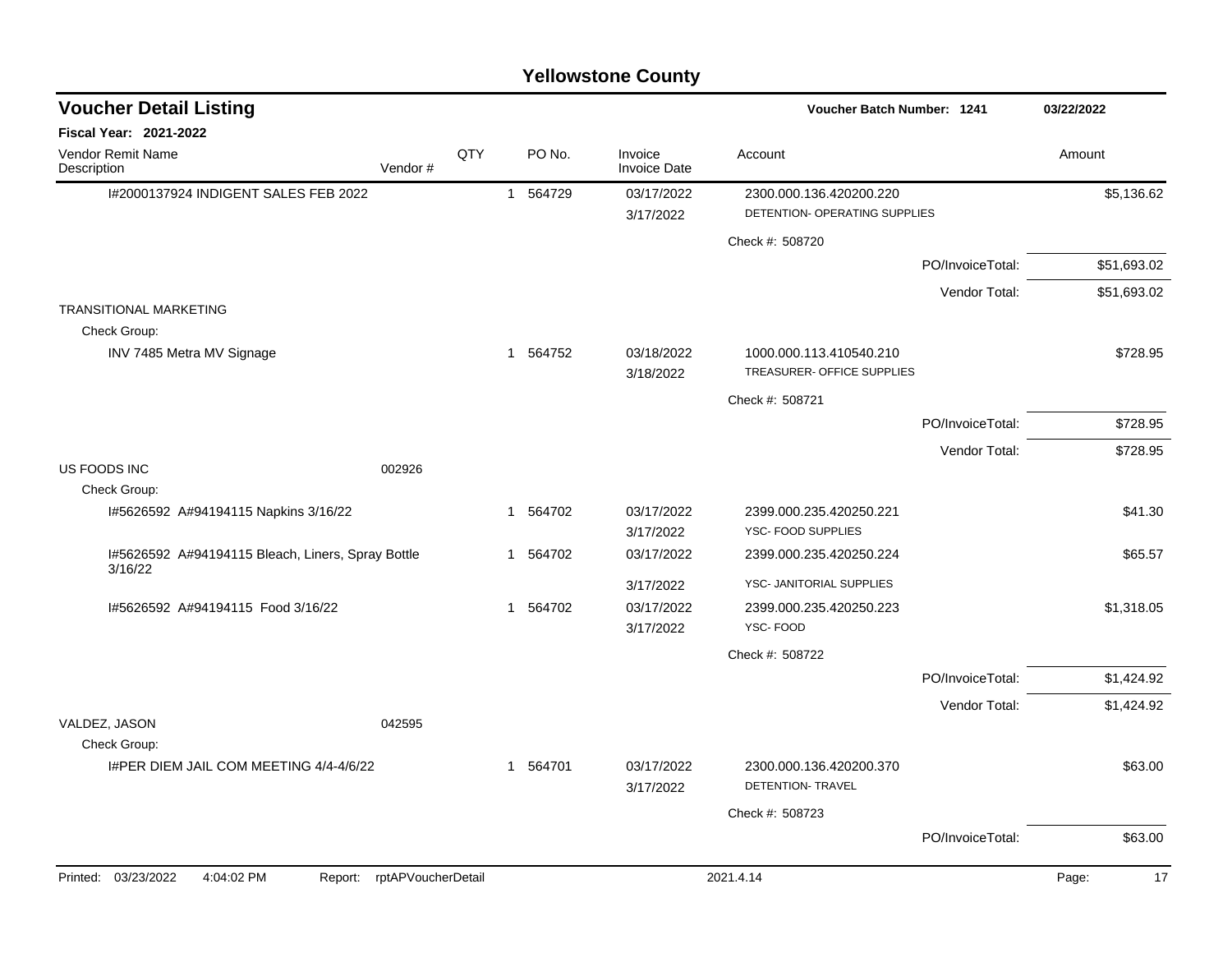# Yellowstone County

## Voucher Detail Listing

**Voucher Batch Number: 1241** — 03/22/2022

**Fiscal Year: 2021-2022**

| Vendor Remit Name / Description | Vendor # | QTY | PO No. | Invoice / Invoice Date | Account | Amount |
|---|---|---|---|---|---|---|
| I#2000137924 INDIGENT SALES FEB 2022 | | 1 | 564729 | 03/17/2022 / 3/17/2022 | 2300.000.136.420200.220 DETENTION- OPERATING SUPPLIES | $5,136.62 |
| | | | | | Check #: 508720 | |
| | | | | | PO/InvoiceTotal: | $51,693.02 |
| | | | | | Vendor Total: | $51,693.02 |
| TRANSITIONAL MARKETING | | | | | | |
| Check Group: | | | | | | |
| INV 7485 Metra MV Signage | | 1 | 564752 | 03/18/2022 / 3/18/2022 | 1000.000.113.410540.210 TREASURER- OFFICE SUPPLIES | $728.95 |
| | | | | | Check #: 508721 | |
| | | | | | PO/InvoiceTotal: | $728.95 |
| | | | | | Vendor Total: | $728.95 |
| US FOODS INC | 002926 | | | | | |
| Check Group: | | | | | | |
| I#5626592 A#94194115 Napkins 3/16/22 | | 1 | 564702 | 03/17/2022 / 3/17/2022 | 2399.000.235.420250.221 YSC- FOOD SUPPLIES | $41.30 |
| I#5626592 A#94194115 Bleach, Liners, Spray Bottle 3/16/22 | | 1 | 564702 | 03/17/2022 / 3/17/2022 | 2399.000.235.420250.224 YSC- JANITORIAL SUPPLIES | $65.57 |
| I#5626592 A#94194115 Food 3/16/22 | | 1 | 564702 | 03/17/2022 / 3/17/2022 | 2399.000.235.420250.223 YSC- FOOD | $1,318.05 |
| | | | | | Check #: 508722 | |
| | | | | | PO/InvoiceTotal: | $1,424.92 |
| | | | | | Vendor Total: | $1,424.92 |
| VALDEZ, JASON | 042595 | | | | | |
| Check Group: | | | | | | |
| I#PER DIEM JAIL COM MEETING 4/4-4/6/22 | | 1 | 564701 | 03/17/2022 / 3/17/2022 | 2300.000.136.420200.370 DETENTION- TRAVEL | $63.00 |
| | | | | | Check #: 508723 | |
| | | | | | PO/InvoiceTotal: | $63.00 |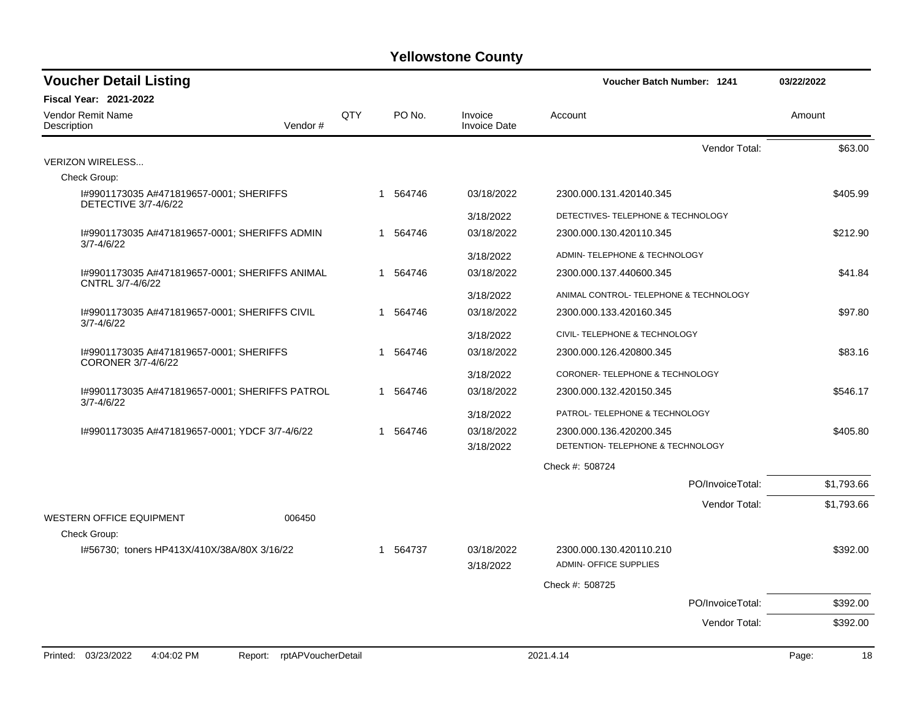# Yellowstone County

## Voucher Detail Listing

**Voucher Batch Number: 1241** 03/22/2022

**Fiscal Year: 2021-2022**

| Vendor Remit Name / Description | Vendor # | QTY | PO No. | Invoice / Invoice Date | Account | Amount |
|---|---|---|---|---|---|---|
| | | | | | Vendor Total: | $63.00 |
| VERIZON WIRELESS... | | | | | | |
| Check Group: | | | | | | |
| I#9901173035 A#471819657-0001; SHERIFFS DETECTIVE 3/7-4/6/22 | | 1 | 564746 | 03/18/2022 | 2300.000.131.420140.345 | $405.99 |
| | | | | 3/18/2022 | DETECTIVES- TELEPHONE & TECHNOLOGY | |
| I#9901173035 A#471819657-0001; SHERIFFS ADMIN 3/7-4/6/22 | | 1 | 564746 | 03/18/2022 | 2300.000.130.420110.345 | $212.90 |
| | | | | 3/18/2022 | ADMIN- TELEPHONE & TECHNOLOGY | |
| I#9901173035 A#471819657-0001; SHERIFFS ANIMAL CNTRL 3/7-4/6/22 | | 1 | 564746 | 03/18/2022 | 2300.000.137.440600.345 | $41.84 |
| | | | | 3/18/2022 | ANIMAL CONTROL- TELEPHONE & TECHNOLOGY | |
| I#9901173035 A#471819657-0001; SHERIFFS CIVIL 3/7-4/6/22 | | 1 | 564746 | 03/18/2022 | 2300.000.133.420160.345 | $97.80 |
| | | | | 3/18/2022 | CIVIL- TELEPHONE & TECHNOLOGY | |
| I#9901173035 A#471819657-0001; SHERIFFS CORONER 3/7-4/6/22 | | 1 | 564746 | 03/18/2022 | 2300.000.126.420800.345 | $83.16 |
| | | | | 3/18/2022 | CORONER- TELEPHONE & TECHNOLOGY | |
| I#9901173035 A#471819657-0001; SHERIFFS PATROL 3/7-4/6/22 | | 1 | 564746 | 03/18/2022 | 2300.000.132.420150.345 | $546.17 |
| | | | | 3/18/2022 | PATROL- TELEPHONE & TECHNOLOGY | |
| I#9901173035 A#471819657-0001; YDCF 3/7-4/6/22 | | 1 | 564746 | 03/18/2022 | 2300.000.136.420200.345 | $405.80 |
| | | | | 3/18/2022 | DETENTION- TELEPHONE & TECHNOLOGY | |
| | | | | | Check #: 508724 | |
| | | | | | PO/InvoiceTotal: | $1,793.66 |
| | | | | | Vendor Total: | $1,793.66 |
| WESTERN OFFICE EQUIPMENT | 006450 | | | | | |
| Check Group: | | | | | | |
| I#56730; toners HP413X/410X/38A/80X 3/16/22 | | 1 | 564737 | 03/18/2022 | 2300.000.130.420110.210 | $392.00 |
| | | | | 3/18/2022 | ADMIN- OFFICE SUPPLIES | |
| | | | | | Check #: 508725 | |
| | | | | | PO/InvoiceTotal: | $392.00 |
| | | | | | Vendor Total: | $392.00 |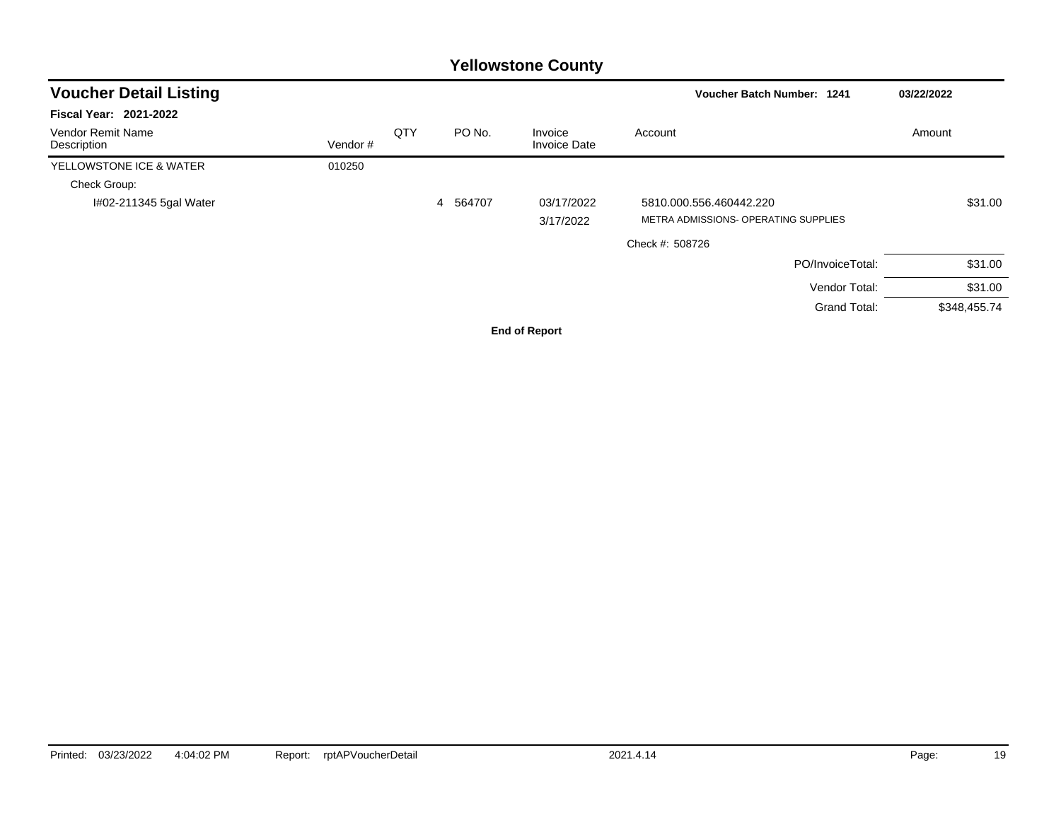# Yellowstone County

## Voucher Detail Listing

**Voucher Batch Number: 1241** **03/22/2022**

**Fiscal Year: 2021-2022**

| Vendor Remit Name / Description | Vendor # | QTY | PO No. | Invoice / Invoice Date | Account | Amount |
|---|---|---|---|---|---|---|
| YELLOWSTONE ICE & WATER | 010250 | | | | | |
| Check Group: | | | | | | |
| I#02-211345 5gal Water | | 4 | 564707 | 03/17/2022<br>3/17/2022 | 5810.000.556.460442.220<br>METRA ADMISSIONS- OPERATING SUPPLIES | $31.00 |
| | | | | | Check #: 508726 | |
| | | | | | PO/InvoiceTotal: | $31.00 |
| | | | | | Vendor Total: | $31.00 |
| | | | | | Grand Total: | $348,455.74 |

**End of Report**